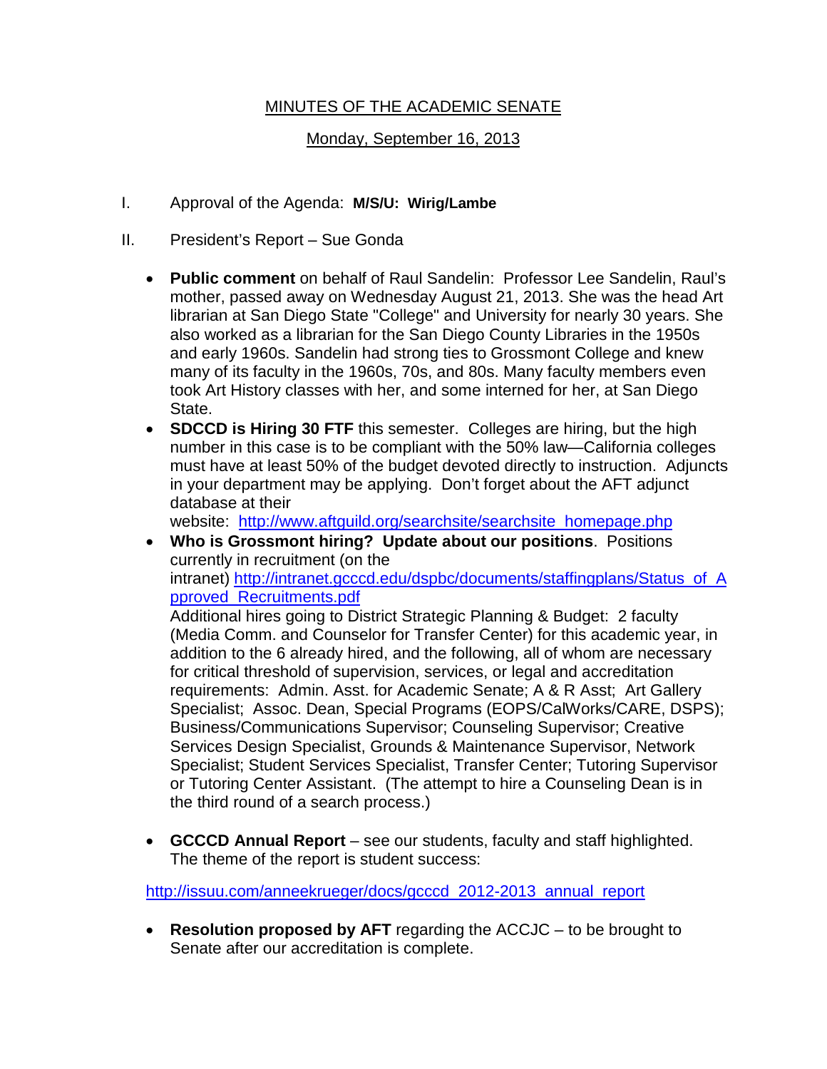# MINUTES OF THE ACADEMIC SENATE

## Monday, September 16, 2013

I. Approval of the Agenda: **M/S/U: Wirig/Lambe**

II. President's Report – Sue Gonda

- **Public comment** on behalf of Raul Sandelin: Professor Lee Sandelin, Raul's mother, passed away on Wednesday August 21, 2013. She was the head Art librarian at San Diego State "College" and University for nearly 30 years. She also worked as a librarian for the San Diego County Libraries in the 1950s and early 1960s. Sandelin had strong ties to Grossmont College and knew many of its faculty in the 1960s, 70s, and 80s. Many faculty members even took Art History classes with her, and some interned for her, at San Diego State.
- **SDCCD is Hiring 30 FTF** this semester. Colleges are hiring, but the high number in this case is to be compliant with the 50% law—California colleges must have at least 50% of the budget devoted directly to instruction. Adjuncts in your department may be applying. Don't forget about the AFT adjunct database at their website: [http://www.aftguild.org/searchsite/searchsite_homepage.php](http://www.aftguild.org/searchsite/searchsite_homepage.php)
- **Who is Grossmont hiring? Update about our positions**. Positions currently in recruitment (on the intranet) [http://intranet.gcccd.edu/dspbc/documents/staffingplans/Status_of_Approved_Recruitments.pdf](http://intranet.gcccd.edu/dspbc/documents/staffingplans/Status_of_Approved_Recruitments.pdf)
  Additional hires going to District Strategic Planning & Budget: 2 faculty (Media Comm. and Counselor for Transfer Center) for this academic year, in addition to the 6 already hired, and the following, all of whom are necessary for critical threshold of supervision, services, or legal and accreditation requirements: Admin. Asst. for Academic Senate; A & R Asst; Art Gallery Specialist; Assoc. Dean, Special Programs (EOPS/CalWorks/CARE, DSPS); Business/Communications Supervisor; Counseling Supervisor; Creative Services Design Specialist, Grounds & Maintenance Supervisor, Network Specialist; Student Services Specialist, Transfer Center; Tutoring Supervisor or Tutoring Center Assistant. (The attempt to hire a Counseling Dean is in the third round of a search process.)

- **GCCCD Annual Report** – see our students, faculty and staff highlighted. The theme of the report is student success:

[http://issuu.com/anneekrueger/docs/gcccd_2012-2013_annual_report](http://issuu.com/anneekrueger/docs/gcccd_2012-2013_annual_report)

- **Resolution proposed by AFT** regarding the ACCJC – to be brought to Senate after our accreditation is complete.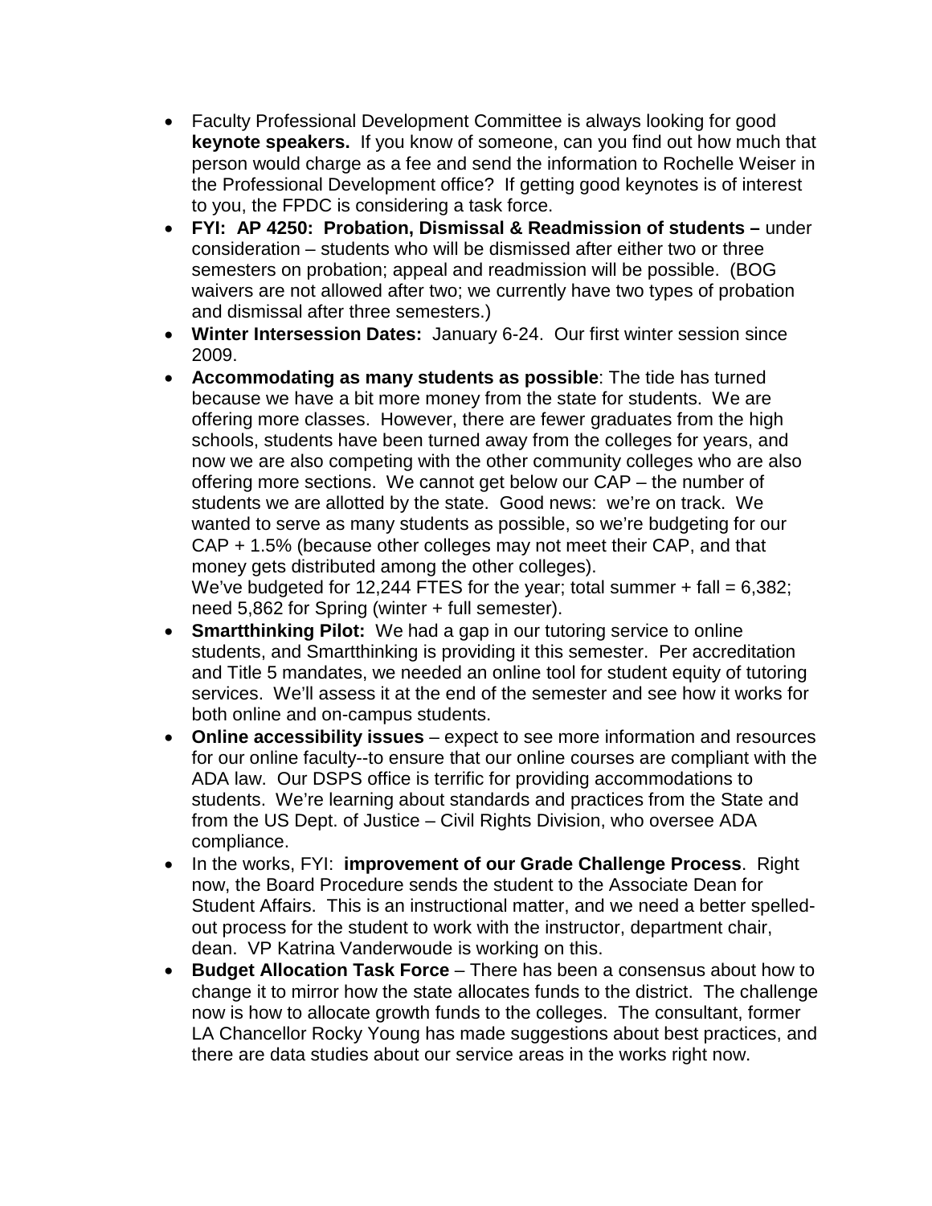- Faculty Professional Development Committee is always looking for good **keynote speakers.** If you know of someone, can you find out how much that person would charge as a fee and send the information to Rochelle Weiser in the Professional Development office? If getting good keynotes is of interest to you, the FPDC is considering a task force.
- **FYI: AP 4250: Probation, Dismissal & Readmission of students –** under consideration – students who will be dismissed after either two or three semesters on probation; appeal and readmission will be possible. (BOG waivers are not allowed after two; we currently have two types of probation and dismissal after three semesters.)
- **Winter Intersession Dates:** January 6-24. Our first winter session since 2009.
- **Accommodating as many students as possible**: The tide has turned because we have a bit more money from the state for students. We are offering more classes. However, there are fewer graduates from the high schools, students have been turned away from the colleges for years, and now we are also competing with the other community colleges who are also offering more sections. We cannot get below our CAP – the number of students we are allotted by the state. Good news: we're on track. We wanted to serve as many students as possible, so we're budgeting for our CAP + 1.5% (because other colleges may not meet their CAP, and that money gets distributed among the other colleges).
  We've budgeted for 12,244 FTES for the year; total summer + fall = 6,382; need 5,862 for Spring (winter + full semester).
- **Smartthinking Pilot:** We had a gap in our tutoring service to online students, and Smartthinking is providing it this semester. Per accreditation and Title 5 mandates, we needed an online tool for student equity of tutoring services. We'll assess it at the end of the semester and see how it works for both online and on-campus students.
- **Online accessibility issues** – expect to see more information and resources for our online faculty--to ensure that our online courses are compliant with the ADA law. Our DSPS office is terrific for providing accommodations to students. We're learning about standards and practices from the State and from the US Dept. of Justice – Civil Rights Division, who oversee ADA compliance.
- In the works, FYI: **improvement of our Grade Challenge Process**. Right now, the Board Procedure sends the student to the Associate Dean for Student Affairs. This is an instructional matter, and we need a better spelled-out process for the student to work with the instructor, department chair, dean. VP Katrina Vanderwoude is working on this.
- **Budget Allocation Task Force** – There has been a consensus about how to change it to mirror how the state allocates funds to the district. The challenge now is how to allocate growth funds to the colleges. The consultant, former LA Chancellor Rocky Young has made suggestions about best practices, and there are data studies about our service areas in the works right now.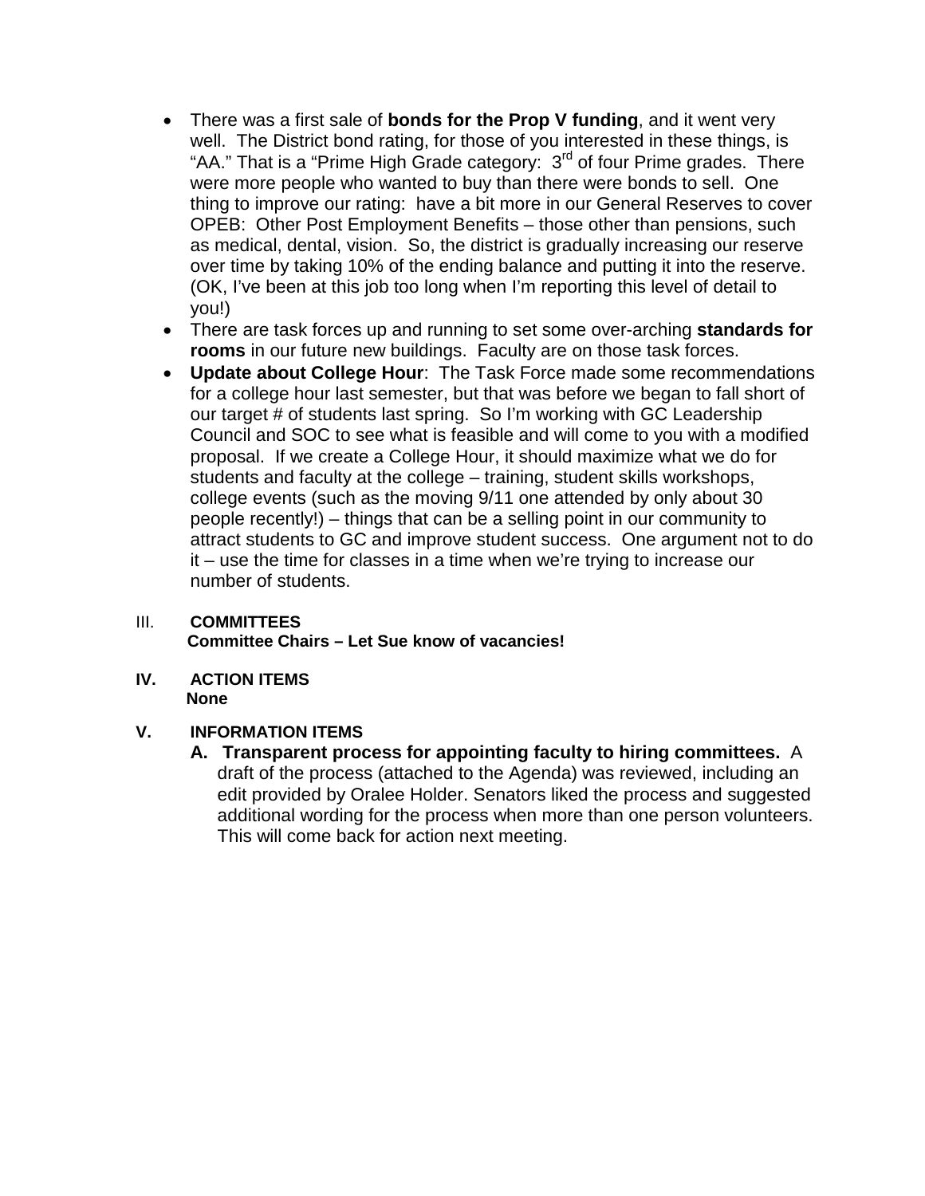- There was a first sale of **bonds for the Prop V funding**, and it went very well. The District bond rating, for those of you interested in these things, is "AA." That is a "Prime High Grade category: 3rd of four Prime grades. There were more people who wanted to buy than there were bonds to sell. One thing to improve our rating: have a bit more in our General Reserves to cover OPEB: Other Post Employment Benefits – those other than pensions, such as medical, dental, vision. So, the district is gradually increasing our reserve over time by taking 10% of the ending balance and putting it into the reserve. (OK, I've been at this job too long when I'm reporting this level of detail to you!)
- There are task forces up and running to set some over-arching **standards for rooms** in our future new buildings. Faculty are on those task forces.
- **Update about College Hour**: The Task Force made some recommendations for a college hour last semester, but that was before we began to fall short of our target # of students last spring. So I'm working with GC Leadership Council and SOC to see what is feasible and will come to you with a modified proposal. If we create a College Hour, it should maximize what we do for students and faculty at the college – training, student skills workshops, college events (such as the moving 9/11 one attended by only about 30 people recently!) – things that can be a selling point in our community to attract students to GC and improve student success. One argument not to do it – use the time for classes in a time when we're trying to increase our number of students.

## III. COMMITTEES

**Committee Chairs – Let Sue know of vacancies!**

## IV. ACTION ITEMS

**None**

## V. INFORMATION ITEMS

**A. Transparent process for appointing faculty to hiring committees.** A draft of the process (attached to the Agenda) was reviewed, including an edit provided by Oralee Holder. Senators liked the process and suggested additional wording for the process when more than one person volunteers. This will come back for action next meeting.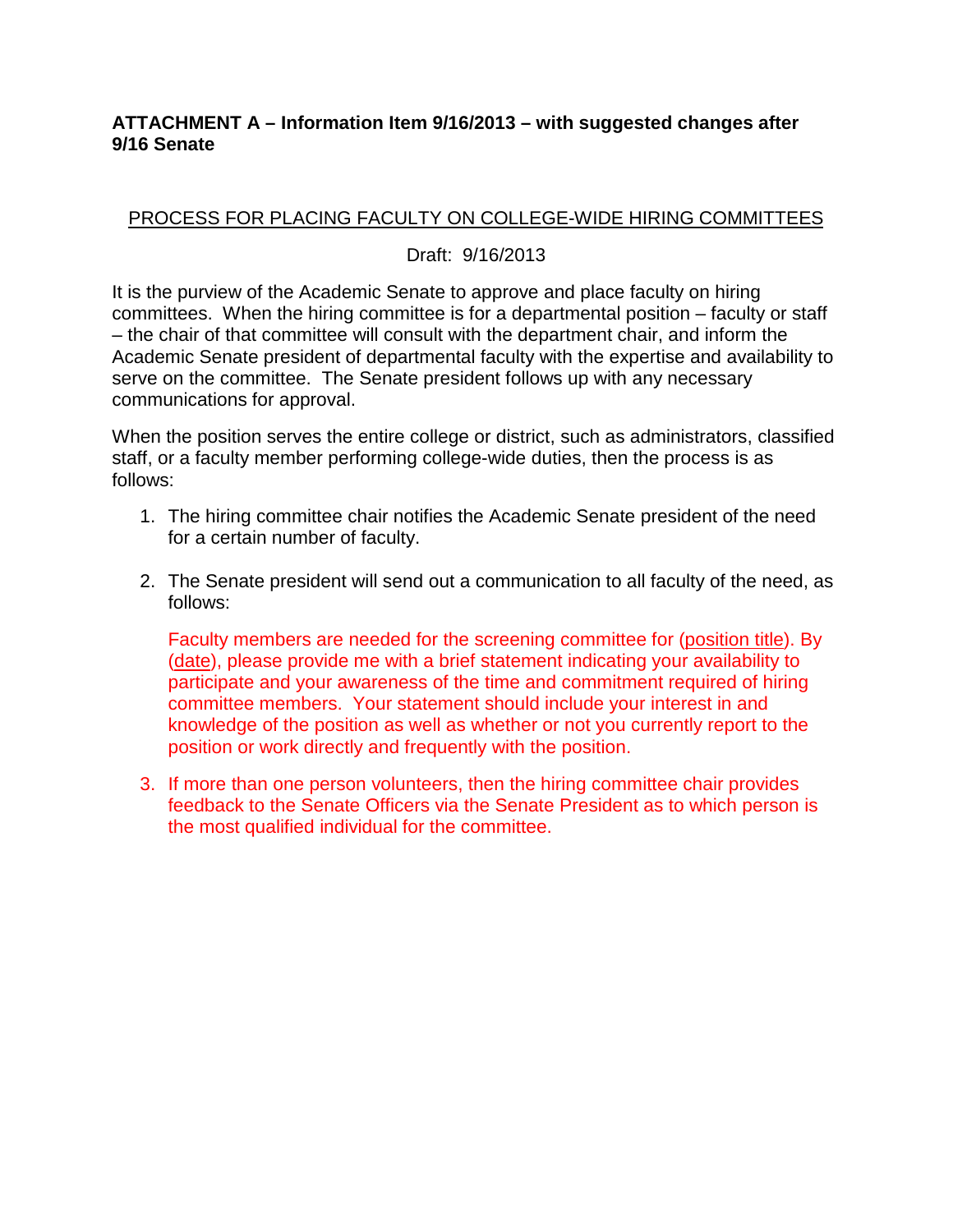**ATTACHMENT A – Information Item 9/16/2013 – with suggested changes after 9/16 Senate**

## PROCESS FOR PLACING FACULTY ON COLLEGE-WIDE HIRING COMMITTEES

Draft: 9/16/2013

It is the purview of the Academic Senate to approve and place faculty on hiring committees. When the hiring committee is for a departmental position – faculty or staff – the chair of that committee will consult with the department chair, and inform the Academic Senate president of departmental faculty with the expertise and availability to serve on the committee. The Senate president follows up with any necessary communications for approval.

When the position serves the entire college or district, such as administrators, classified staff, or a faculty member performing college-wide duties, then the process is as follows:

1. The hiring committee chair notifies the Academic Senate president of the need for a certain number of faculty.

2. The Senate president will send out a communication to all faculty of the need, as follows:

   Faculty members are needed for the screening committee for (position title). By (date), please provide me with a brief statement indicating your availability to participate and your awareness of the time and commitment required of hiring committee members. Your statement should include your interest in and knowledge of the position as well as whether or not you currently report to the position or work directly and frequently with the position.

3. If more than one person volunteers, then the hiring committee chair provides feedback to the Senate Officers via the Senate President as to which person is the most qualified individual for the committee.